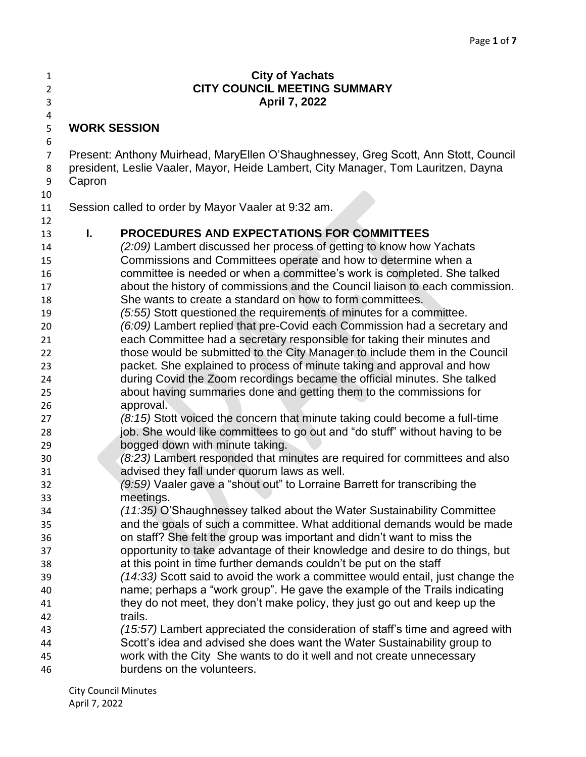# City of Yachats
## CITY COUNCIL MEETING SUMMARY
### April 7, 2022

## WORK SESSION

Present: Anthony Muirhead, MaryEllen O'Shaughnessey, Greg Scott, Ann Stott, Council president, Leslie Vaaler, Mayor, Heide Lambert, City Manager, Tom Lauritzen, Dayna Capron

Session called to order by Mayor Vaaler at 9:32 am.

### I. PROCEDURES AND EXPECTATIONS FOR COMMITTEES

*(2:09)* Lambert discussed her process of getting to know how Yachats Commissions and Committees operate and how to determine when a committee is needed or when a committee's work is completed. She talked about the history of commissions and the Council liaison to each commission. She wants to create a standard on how to form committees.

*(5:55)* Stott questioned the requirements of minutes for a committee.

*(6:09)* Lambert replied that pre-Covid each Commission had a secretary and each Committee had a secretary responsible for taking their minutes and those would be submitted to the City Manager to include them in the Council packet. She explained to process of minute taking and approval and how during Covid the Zoom recordings became the official minutes. She talked about having summaries done and getting them to the commissions for approval.

*(8:15)* Stott voiced the concern that minute taking could become a full-time job. She would like committees to go out and "do stuff" without having to be bogged down with minute taking.

*(8:23)* Lambert responded that minutes are required for committees and also advised they fall under quorum laws as well.

*(9:59)* Vaaler gave a "shout out" to Lorraine Barrett for transcribing the meetings.

*(11:35)* O'Shaughnessey talked about the Water Sustainability Committee and the goals of such a committee. What additional demands would be made on staff? She felt the group was important and didn't want to miss the opportunity to take advantage of their knowledge and desire to do things, but at this point in time further demands couldn't be put on the staff

*(14:33)* Scott said to avoid the work a committee would entail, just change the name; perhaps a "work group". He gave the example of the Trails indicating they do not meet, they don't make policy, they just go out and keep up the trails.

*(15:57)* Lambert appreciated the consideration of staff's time and agreed with Scott's idea and advised she does want the Water Sustainability group to work with the City She wants to do it well and not create unnecessary burdens on the volunteers.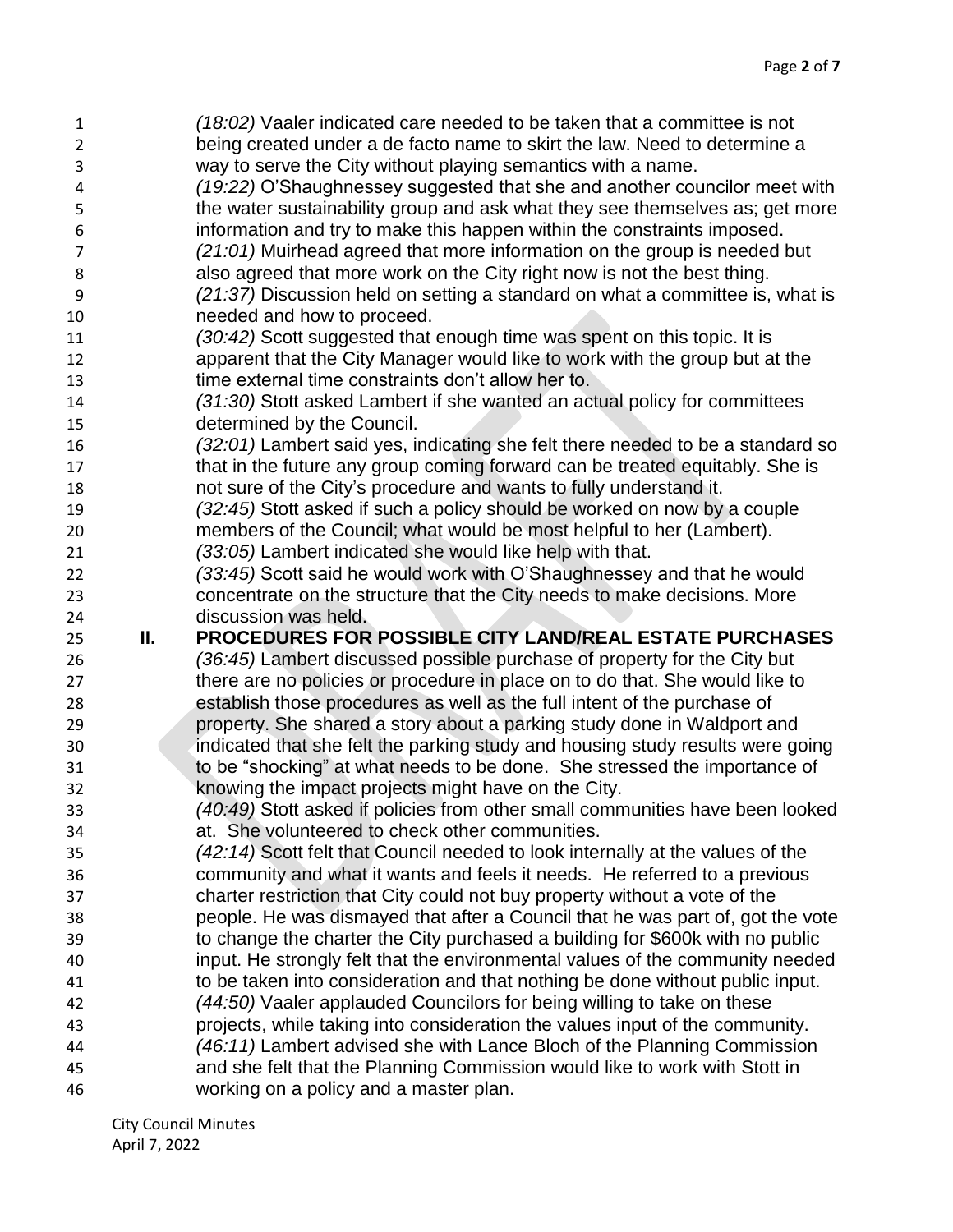*(18:02)* Vaaler indicated care needed to be taken that a committee is not being created under a de facto name to skirt the law. Need to determine a way to serve the City without playing semantics with a name.

*(19:22)* O'Shaughnessey suggested that she and another councilor meet with the water sustainability group and ask what they see themselves as; get more information and try to make this happen within the constraints imposed.

*(21:01)* Muirhead agreed that more information on the group is needed but also agreed that more work on the City right now is not the best thing.

*(21:37)* Discussion held on setting a standard on what a committee is, what is needed and how to proceed.

*(30:42)* Scott suggested that enough time was spent on this topic. It is apparent that the City Manager would like to work with the group but at the time external time constraints don't allow her to.

*(31:30)* Stott asked Lambert if she wanted an actual policy for committees determined by the Council.

*(32:01)* Lambert said yes, indicating she felt there needed to be a standard so that in the future any group coming forward can be treated equitably. She is not sure of the City's procedure and wants to fully understand it.

*(32:45)* Stott asked if such a policy should be worked on now by a couple members of the Council; what would be most helpful to her (Lambert).

*(33:05)* Lambert indicated she would like help with that.

*(33:45)* Scott said he would work with O'Shaughnessey and that he would concentrate on the structure that the City needs to make decisions. More discussion was held.

## II. PROCEDURES FOR POSSIBLE CITY LAND/REAL ESTATE PURCHASES

*(36:45)* Lambert discussed possible purchase of property for the City but there are no policies or procedure in place on to do that. She would like to establish those procedures as well as the full intent of the purchase of property. She shared a story about a parking study done in Waldport and indicated that she felt the parking study and housing study results were going to be "shocking" at what needs to be done. She stressed the importance of knowing the impact projects might have on the City.

*(40:49)* Stott asked if policies from other small communities have been looked at. She volunteered to check other communities.

*(42:14)* Scott felt that Council needed to look internally at the values of the community and what it wants and feels it needs. He referred to a previous charter restriction that City could not buy property without a vote of the people. He was dismayed that after a Council that he was part of, got the vote to change the charter the City purchased a building for \$600k with no public input. He strongly felt that the environmental values of the community needed to be taken into consideration and that nothing be done without public input.

*(44:50)* Vaaler applauded Councilors for being willing to take on these projects, while taking into consideration the values input of the community.

*(46:11)* Lambert advised she with Lance Bloch of the Planning Commission and she felt that the Planning Commission would like to work with Stott in working on a policy and a master plan.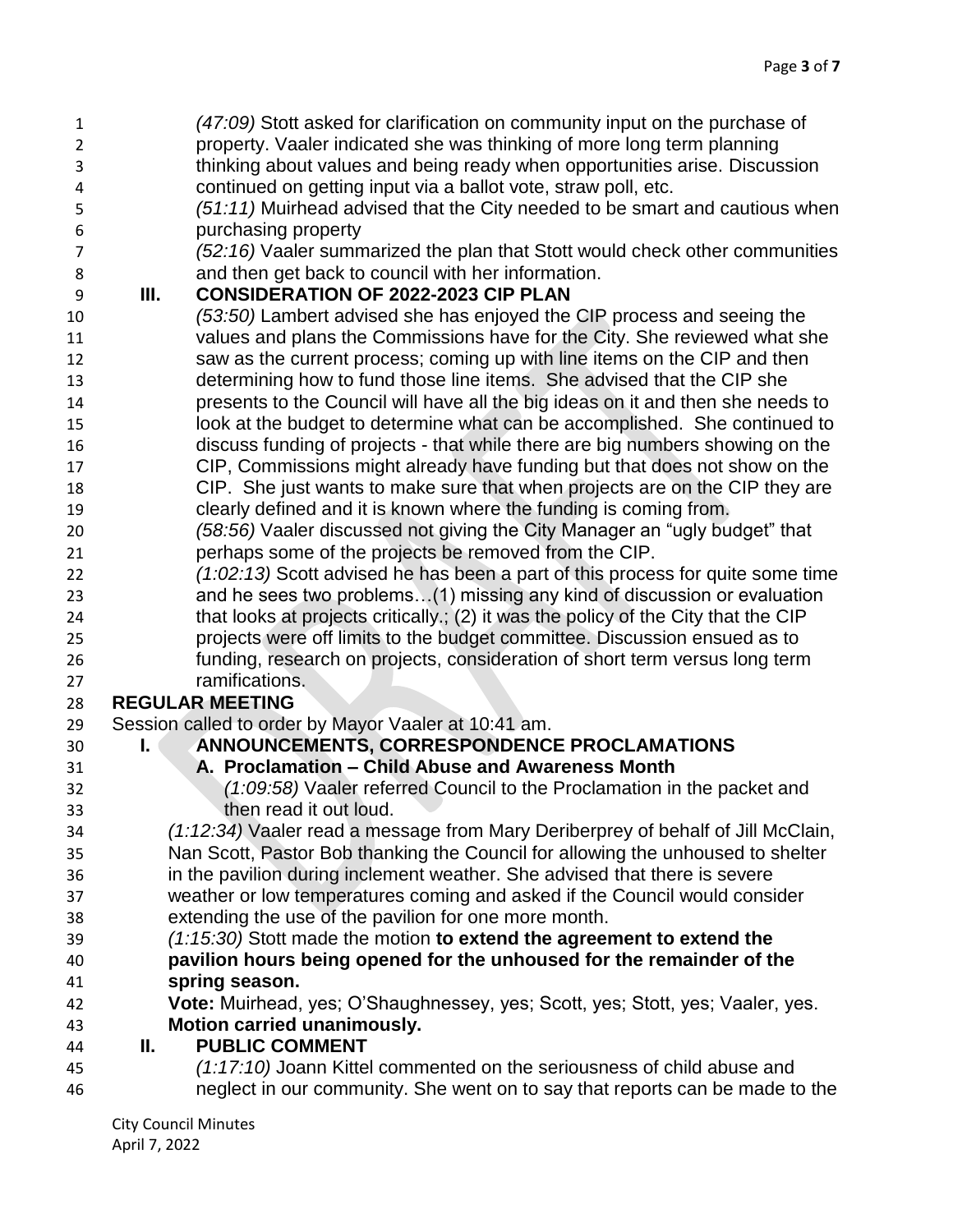*(47:09)* Stott asked for clarification on community input on the purchase of property. Vaaler indicated she was thinking of more long term planning thinking about values and being ready when opportunities arise. Discussion continued on getting input via a ballot vote, straw poll, etc.

*(51:11)* Muirhead advised that the City needed to be smart and cautious when purchasing property

*(52:16)* Vaaler summarized the plan that Stott would check other communities and then get back to council with her information.

**III. CONSIDERATION OF 2022-2023 CIP PLAN**

*(53:50)* Lambert advised she has enjoyed the CIP process and seeing the values and plans the Commissions have for the City. She reviewed what she saw as the current process; coming up with line items on the CIP and then determining how to fund those line items. She advised that the CIP she presents to the Council will have all the big ideas on it and then she needs to look at the budget to determine what can be accomplished. She continued to discuss funding of projects - that while there are big numbers showing on the CIP, Commissions might already have funding but that does not show on the CIP. She just wants to make sure that when projects are on the CIP they are clearly defined and it is known where the funding is coming from.

*(58:56)* Vaaler discussed not giving the City Manager an "ugly budget" that perhaps some of the projects be removed from the CIP.

*(1:02:13)* Scott advised he has been a part of this process for quite some time and he sees two problems…(1) missing any kind of discussion or evaluation that looks at projects critically.; (2) it was the policy of the City that the CIP projects were off limits to the budget committee. Discussion ensued as to funding, research on projects, consideration of short term versus long term ramifications.

**REGULAR MEETING**

Session called to order by Mayor Vaaler at 10:41 am.

**I. ANNOUNCEMENTS, CORRESPONDENCE PROCLAMATIONS**

**A. Proclamation – Child Abuse and Awareness Month**

*(1:09:58)* Vaaler referred Council to the Proclamation in the packet and then read it out loud.

*(1:12:34)* Vaaler read a message from Mary Deriberprey of behalf of Jill McClain, Nan Scott, Pastor Bob thanking the Council for allowing the unhoused to shelter in the pavilion during inclement weather. She advised that there is severe weather or low temperatures coming and asked if the Council would consider extending the use of the pavilion for one more month.

*(1:15:30)* Stott made the motion **to extend the agreement to extend the pavilion hours being opened for the unhoused for the remainder of the spring season.**

**Vote:** Muirhead, yes; O'Shaughnessey, yes; Scott, yes; Stott, yes; Vaaler, yes.

**Motion carried unanimously.**

**II. PUBLIC COMMENT**

*(1:17:10)* Joann Kittel commented on the seriousness of child abuse and neglect in our community. She went on to say that reports can be made to the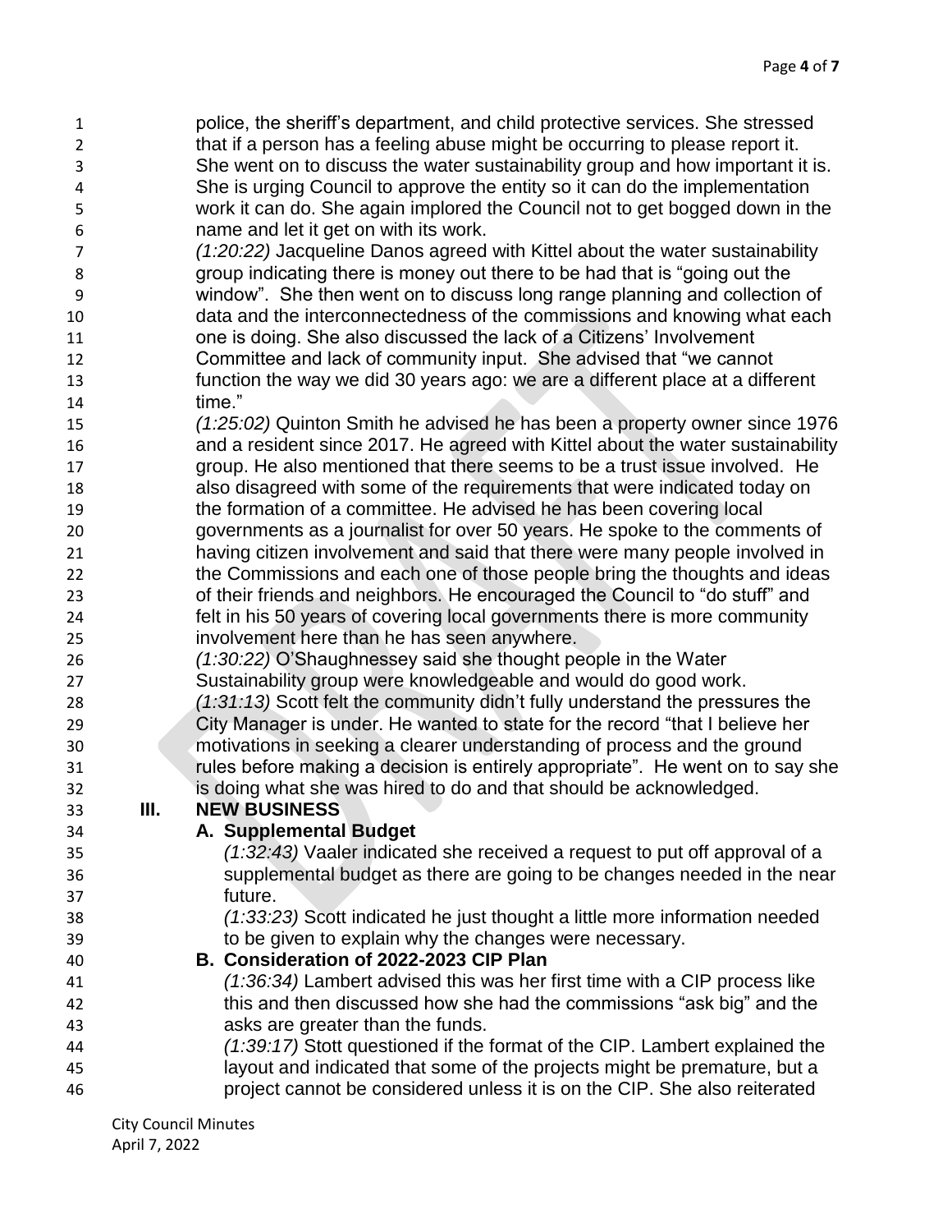police, the sheriff's department, and child protective services. She stressed that if a person has a feeling abuse might be occurring to please report it. She went on to discuss the water sustainability group and how important it is. She is urging Council to approve the entity so it can do the implementation work it can do. She again implored the Council not to get bogged down in the name and let it get on with its work.

*(1:20:22)* Jacqueline Danos agreed with Kittel about the water sustainability group indicating there is money out there to be had that is "going out the window". She then went on to discuss long range planning and collection of data and the interconnectedness of the commissions and knowing what each one is doing. She also discussed the lack of a Citizens' Involvement Committee and lack of community input. She advised that "we cannot function the way we did 30 years ago: we are a different place at a different time."

*(1:25:02)* Quinton Smith he advised he has been a property owner since 1976 and a resident since 2017. He agreed with Kittel about the water sustainability group. He also mentioned that there seems to be a trust issue involved. He also disagreed with some of the requirements that were indicated today on the formation of a committee. He advised he has been covering local governments as a journalist for over 50 years. He spoke to the comments of having citizen involvement and said that there were many people involved in the Commissions and each one of those people bring the thoughts and ideas of their friends and neighbors. He encouraged the Council to "do stuff" and felt in his 50 years of covering local governments there is more community involvement here than he has seen anywhere.

*(1:30:22)* O'Shaughnessey said she thought people in the Water Sustainability group were knowledgeable and would do good work.

*(1:31:13)* Scott felt the community didn't fully understand the pressures the City Manager is under. He wanted to state for the record "that I believe her motivations in seeking a clearer understanding of process and the ground rules before making a decision is entirely appropriate". He went on to say she is doing what she was hired to do and that should be acknowledged.

## III. NEW BUSINESS

### A. Supplemental Budget

*(1:32:43)* Vaaler indicated she received a request to put off approval of a supplemental budget as there are going to be changes needed in the near future.

*(1:33:23)* Scott indicated he just thought a little more information needed to be given to explain why the changes were necessary.

### B. Consideration of 2022-2023 CIP Plan

*(1:36:34)* Lambert advised this was her first time with a CIP process like this and then discussed how she had the commissions "ask big" and the asks are greater than the funds.

*(1:39:17)* Stott questioned if the format of the CIP. Lambert explained the layout and indicated that some of the projects might be premature, but a project cannot be considered unless it is on the CIP. She also reiterated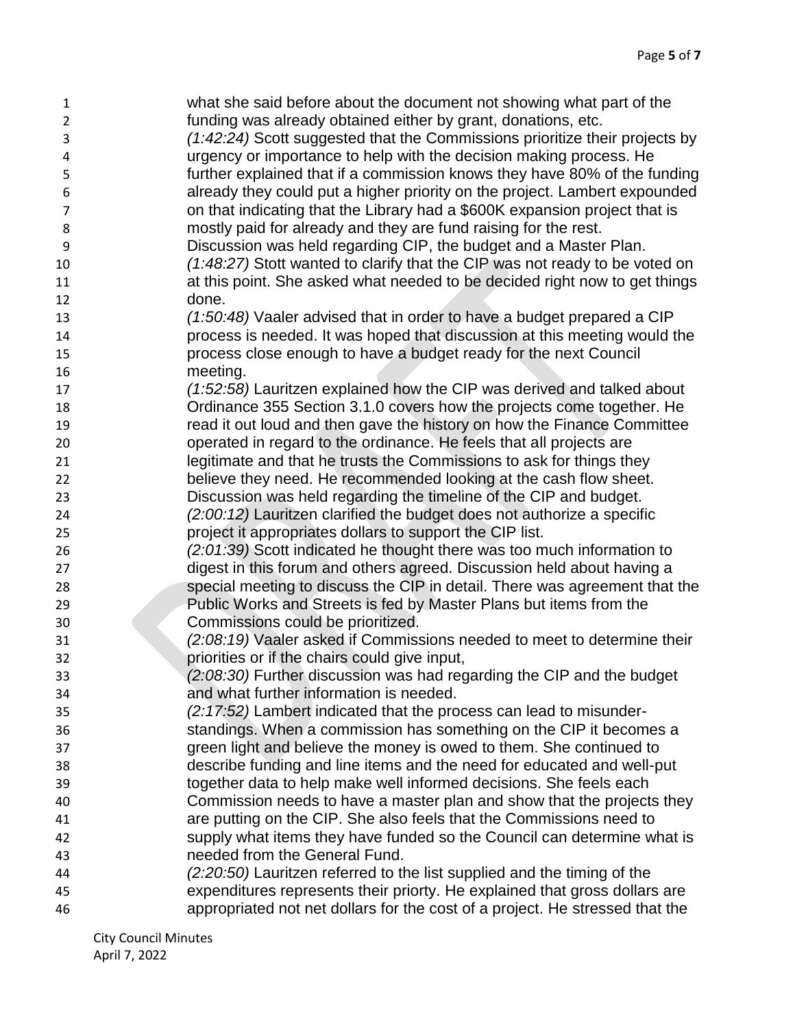what she said before about the document not showing what part of the funding was already obtained either by grant, donations, etc.

*(1:42:24)* Scott suggested that the Commissions prioritize their projects by urgency or importance to help with the decision making process. He further explained that if a commission knows they have 80% of the funding already they could put a higher priority on the project. Lambert expounded on that indicating that the Library had a $600K expansion project that is mostly paid for already and they are fund raising for the rest.

Discussion was held regarding CIP, the budget and a Master Plan.

*(1:48:27)* Stott wanted to clarify that the CIP was not ready to be voted on at this point. She asked what needed to be decided right now to get things done.

*(1:50:48)* Vaaler advised that in order to have a budget prepared a CIP process is needed. It was hoped that discussion at this meeting would the process close enough to have a budget ready for the next Council meeting.

*(1:52:58)* Lauritzen explained how the CIP was derived and talked about Ordinance 355 Section 3.1.0 covers how the projects come together. He read it out loud and then gave the history on how the Finance Committee operated in regard to the ordinance. He feels that all projects are legitimate and that he trusts the Commissions to ask for things they believe they need. He recommended looking at the cash flow sheet.

Discussion was held regarding the timeline of the CIP and budget.

*(2:00:12)* Lauritzen clarified the budget does not authorize a specific project it appropriates dollars to support the CIP list.

*(2:01:39)* Scott indicated he thought there was too much information to digest in this forum and others agreed. Discussion held about having a special meeting to discuss the CIP in detail. There was agreement that the Public Works and Streets is fed by Master Plans but items from the Commissions could be prioritized.

*(2:08:19)* Vaaler asked if Commissions needed to meet to determine their priorities or if the chairs could give input,

*(2:08:30)* Further discussion was had regarding the CIP and the budget and what further information is needed.

*(2:17:52)* Lambert indicated that the process can lead to misunder-standings. When a commission has something on the CIP it becomes a green light and believe the money is owed to them. She continued to describe funding and line items and the need for educated and well-put together data to help make well informed decisions. She feels each Commission needs to have a master plan and show that the projects they are putting on the CIP. She also feels that the Commissions need to supply what items they have funded so the Council can determine what is needed from the General Fund.

*(2:20:50)* Lauritzen referred to the list supplied and the timing of the expenditures represents their priorty. He explained that gross dollars are appropriated not net dollars for the cost of a project. He stressed that the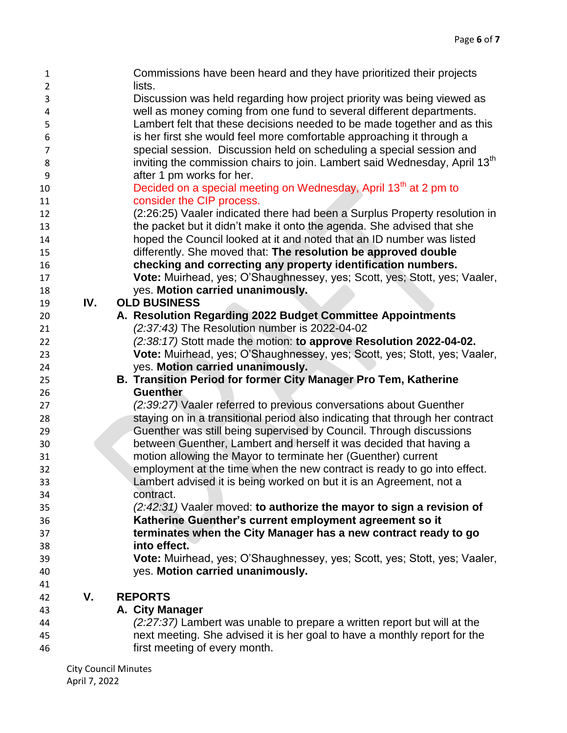Commissions have been heard and they have prioritized their projects lists.

Discussion was held regarding how project priority was being viewed as well as money coming from one fund to several different departments. Lambert felt that these decisions needed to be made together and as this is her first she would feel more comfortable approaching it through a special session. Discussion held on scheduling a special session and inviting the commission chairs to join. Lambert said Wednesday, April 13th after 1 pm works for her.

Decided on a special meeting on Wednesday, April 13th at 2 pm to consider the CIP process.

(2:26:25) Vaaler indicated there had been a Surplus Property resolution in the packet but it didn't make it onto the agenda. She advised that she hoped the Council looked at it and noted that an ID number was listed differently. She moved that: **The resolution be approved double checking and correcting any property identification numbers.**

**Vote:** Muirhead, yes; O'Shaughnessey, yes; Scott, yes; Stott, yes; Vaaler, yes. **Motion carried unanimously.**

## IV. OLD BUSINESS

### A. Resolution Regarding 2022 Budget Committee Appointments

*(2:37:43)* The Resolution number is 2022-04-02

*(2:38:17)* Stott made the motion: **to approve Resolution 2022-04-02.**

**Vote:** Muirhead, yes; O'Shaughnessey, yes; Scott, yes; Stott, yes; Vaaler, yes. **Motion carried unanimously.**

### B. Transition Period for former City Manager Pro Tem, Katherine Guenther

*(2:39:27)* Vaaler referred to previous conversations about Guenther staying on in a transitional period also indicating that through her contract Guenther was still being supervised by Council. Through discussions between Guenther, Lambert and herself it was decided that having a motion allowing the Mayor to terminate her (Guenther) current employment at the time when the new contract is ready to go into effect. Lambert advised it is being worked on but it is an Agreement, not a contract.

*(2:42:31)* Vaaler moved: **to authorize the mayor to sign a revision of Katherine Guenther's current employment agreement so it terminates when the City Manager has a new contract ready to go into effect.**

**Vote:** Muirhead, yes; O'Shaughnessey, yes; Scott, yes; Stott, yes; Vaaler, yes. **Motion carried unanimously.**

## V. REPORTS

### A. City Manager

*(2:27:37)* Lambert was unable to prepare a written report but will at the next meeting. She advised it is her goal to have a monthly report for the first meeting of every month.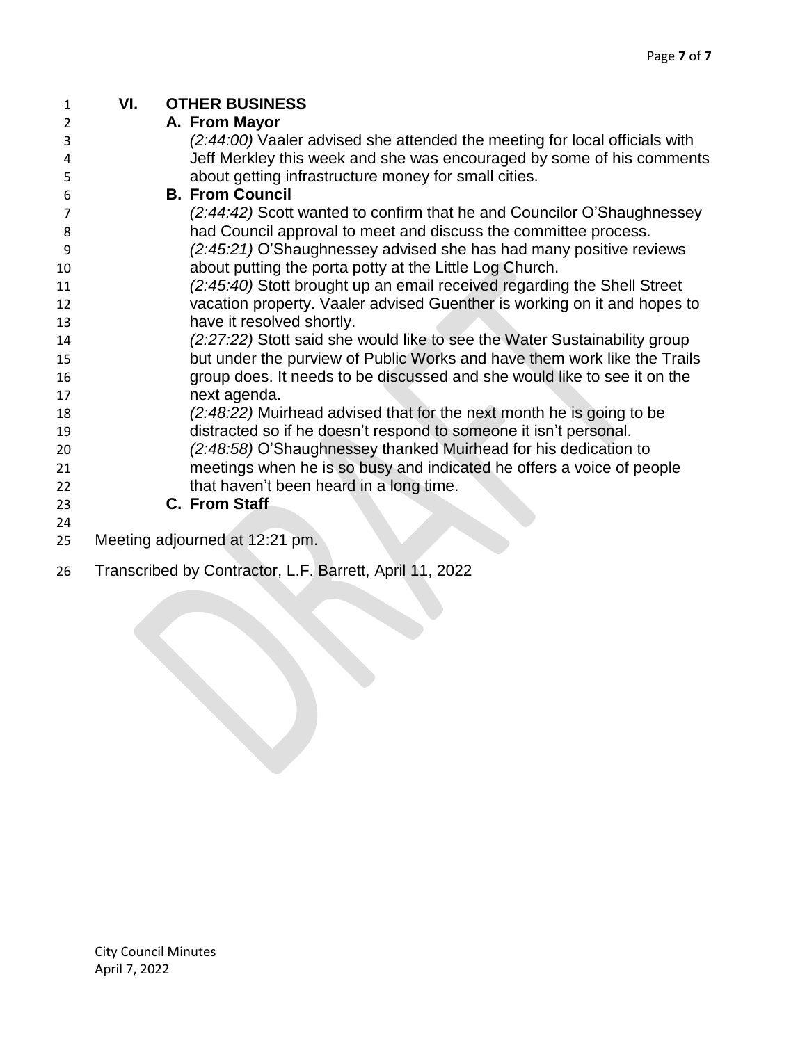## VI. OTHER BUSINESS

### A. From Mayor

*(2:44:00)* Vaaler advised she attended the meeting for local officials with Jeff Merkley this week and she was encouraged by some of his comments about getting infrastructure money for small cities.

### B. From Council

*(2:44:42)* Scott wanted to confirm that he and Councilor O'Shaughnessey had Council approval to meet and discuss the committee process.
*(2:45:21)* O'Shaughnessey advised she has had many positive reviews about putting the porta potty at the Little Log Church.
*(2:45:40)* Stott brought up an email received regarding the Shell Street vacation property. Vaaler advised Guenther is working on it and hopes to have it resolved shortly.
*(2:27:22)* Stott said she would like to see the Water Sustainability group but under the purview of Public Works and have them work like the Trails group does. It needs to be discussed and she would like to see it on the next agenda.
*(2:48:22)* Muirhead advised that for the next month he is going to be distracted so if he doesn't respond to someone it isn't personal.
*(2:48:58)* O'Shaughnessey thanked Muirhead for his dedication to meetings when he is so busy and indicated he offers a voice of people that haven't been heard in a long time.

### C. From Staff

Meeting adjourned at 12:21 pm.

Transcribed by Contractor, L.F. Barrett, April 11, 2022